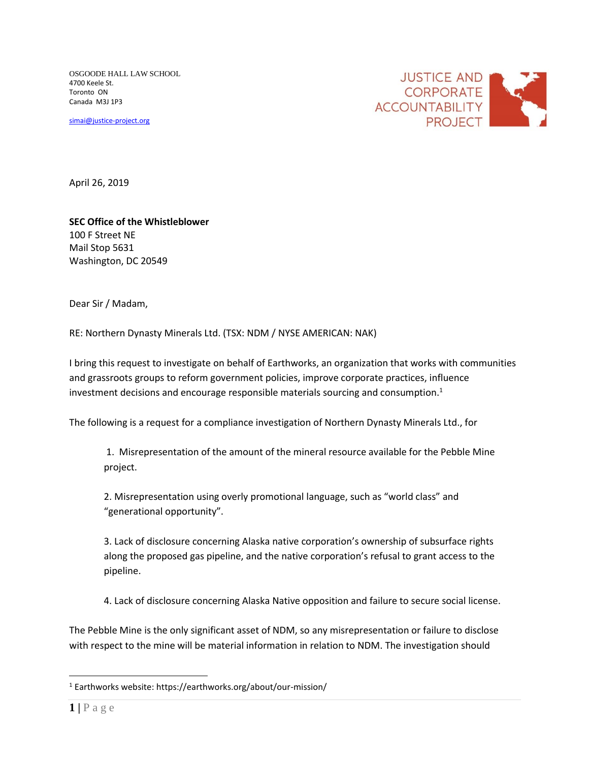OSGOODE HALL LAW SCHOOL
4700 Keele St.
Toronto ON
Canada M3J 1P3

simai@justice-project.org

JUSTICE AND CORPORATE ACCOUNTABILITY PROJECT

April 26, 2019

**SEC Office of the Whistleblower**
100 F Street NE
Mail Stop 5631
Washington, DC 20549

Dear Sir / Madam,

RE: Northern Dynasty Minerals Ltd. (TSX: NDM / NYSE AMERICAN: NAK)

I bring this request to investigate on behalf of Earthworks, an organization that works with communities and grassroots groups to reform government policies, improve corporate practices, influence investment decisions and encourage responsible materials sourcing and consumption.[1]

The following is a request for a compliance investigation of Northern Dynasty Minerals Ltd., for

1. Misrepresentation of the amount of the mineral resource available for the Pebble Mine project.

2. Misrepresentation using overly promotional language, such as "world class" and "generational opportunity".

3. Lack of disclosure concerning Alaska native corporation's ownership of subsurface rights along the proposed gas pipeline, and the native corporation's refusal to grant access to the pipeline.

4. Lack of disclosure concerning Alaska Native opposition and failure to secure social license.

The Pebble Mine is the only significant asset of NDM, so any misrepresentation or failure to disclose with respect to the mine will be material information in relation to NDM. The investigation should

[1] Earthworks website: https://earthworks.org/about/our-mission/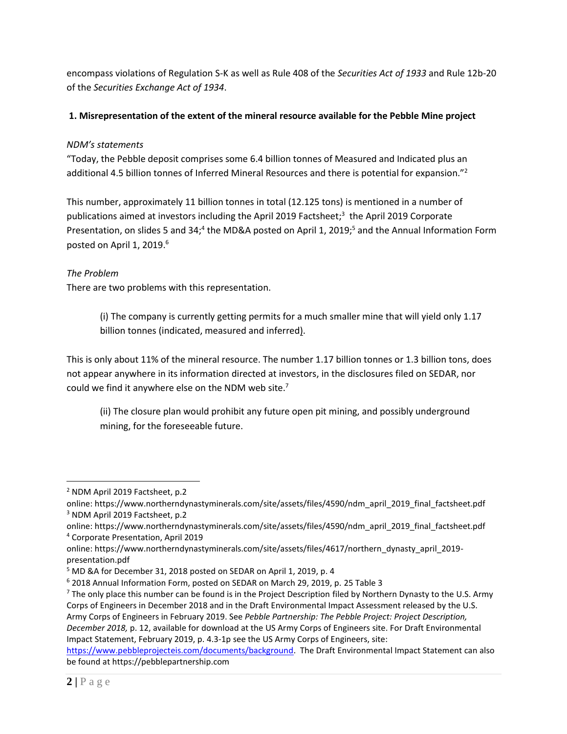encompass violations of Regulation S-K as well as Rule 408 of the *Securities Act of 1933* and Rule 12b-20 of the *Securities Exchange Act of 1934*.

**1. Misrepresentation of the extent of the mineral resource available for the Pebble Mine project**

*NDM's statements*

"Today, the Pebble deposit comprises some 6.4 billion tonnes of Measured and Indicated plus an additional 4.5 billion tonnes of Inferred Mineral Resources and there is potential for expansion."[2]

This number, approximately 11 billion tonnes in total (12.125 tons) is mentioned in a number of publications aimed at investors including the April 2019 Factsheet;[3] the April 2019 Corporate Presentation, on slides 5 and 34;[4] the MD&A posted on April 1, 2019;[5] and the Annual Information Form posted on April 1, 2019.[6]

*The Problem*

There are two problems with this representation.

> (i) The company is currently getting permits for a much smaller mine that will yield only 1.17 billion tonnes (indicated, measured and inferred).

This is only about 11% of the mineral resource. The number 1.17 billion tonnes or 1.3 billion tons, does not appear anywhere in its information directed at investors, in the disclosures filed on SEDAR, nor could we find it anywhere else on the NDM web site.[7]

> (ii) The closure plan would prohibit any future open pit mining, and possibly underground mining, for the foreseeable future.

---

[2] NDM April 2019 Factsheet, p.2 online: https://www.northerndynastyminerals.com/site/assets/files/4590/ndm_april_2019_final_factsheet.pdf

[3] NDM April 2019 Factsheet, p.2 online: https://www.northerndynastyminerals.com/site/assets/files/4590/ndm_april_2019_final_factsheet.pdf

[4] Corporate Presentation, April 2019 online: https://www.northerndynastyminerals.com/site/assets/files/4617/northern_dynasty_april_2019-presentation.pdf

[5] MD &A for December 31, 2018 posted on SEDAR on April 1, 2019, p. 4

[6] 2018 Annual Information Form, posted on SEDAR on March 29, 2019, p. 25 Table 3

[7] The only place this number can be found is in the Project Description filed by Northern Dynasty to the U.S. Army Corps of Engineers in December 2018 and in the Draft Environmental Impact Assessment released by the U.S. Army Corps of Engineers in February 2019. See *Pebble Partnership: The Pebble Project: Project Description, December 2018,* p. 12, available for download at the US Army Corps of Engineers site. For Draft Environmental Impact Statement, February 2019, p. 4.3-1p see the US Army Corps of Engineers, site: https://www.pebbleprojecteis.com/documents/background. The Draft Environmental Impact Statement can also be found at https://pebblepartnership.com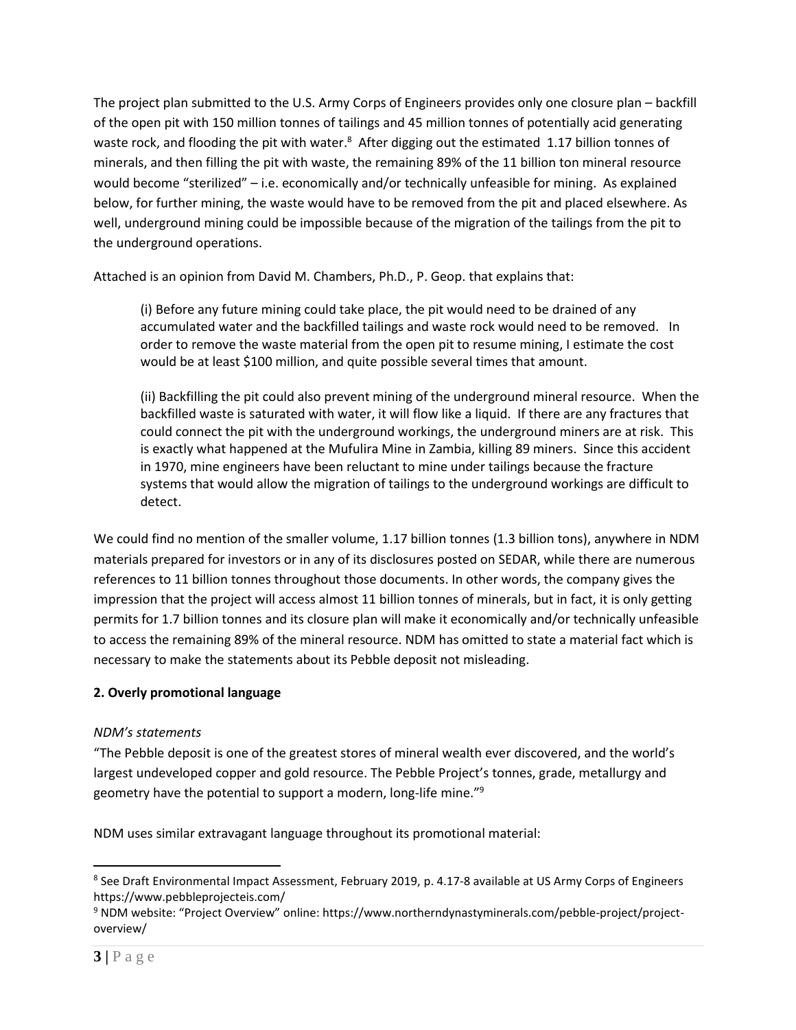The project plan submitted to the U.S. Army Corps of Engineers provides only one closure plan – backfill of the open pit with 150 million tonnes of tailings and 45 million tonnes of potentially acid generating waste rock, and flooding the pit with water.[8] After digging out the estimated 1.17 billion tonnes of minerals, and then filling the pit with waste, the remaining 89% of the 11 billion ton mineral resource would become "sterilized" – i.e. economically and/or technically unfeasible for mining. As explained below, for further mining, the waste would have to be removed from the pit and placed elsewhere. As well, underground mining could be impossible because of the migration of the tailings from the pit to the underground operations.

Attached is an opinion from David M. Chambers, Ph.D., P. Geop. that explains that:

> (i) Before any future mining could take place, the pit would need to be drained of any accumulated water and the backfilled tailings and waste rock would need to be removed. In order to remove the waste material from the open pit to resume mining, I estimate the cost would be at least $100 million, and quite possible several times that amount.
>
> (ii) Backfilling the pit could also prevent mining of the underground mineral resource. When the backfilled waste is saturated with water, it will flow like a liquid. If there are any fractures that could connect the pit with the underground workings, the underground miners are at risk. This is exactly what happened at the Mufulira Mine in Zambia, killing 89 miners. Since this accident in 1970, mine engineers have been reluctant to mine under tailings because the fracture systems that would allow the migration of tailings to the underground workings are difficult to detect.

We could find no mention of the smaller volume, 1.17 billion tonnes (1.3 billion tons), anywhere in NDM materials prepared for investors or in any of its disclosures posted on SEDAR, while there are numerous references to 11 billion tonnes throughout those documents. In other words, the company gives the impression that the project will access almost 11 billion tonnes of minerals, but in fact, it is only getting permits for 1.7 billion tonnes and its closure plan will make it economically and/or technically unfeasible to access the remaining 89% of the mineral resource. NDM has omitted to state a material fact which is necessary to make the statements about its Pebble deposit not misleading.

## 2. Overly promotional language

*NDM's statements*

"The Pebble deposit is one of the greatest stores of mineral wealth ever discovered, and the world's largest undeveloped copper and gold resource. The Pebble Project's tonnes, grade, metallurgy and geometry have the potential to support a modern, long-life mine."[9]

NDM uses similar extravagant language throughout its promotional material:

---

[8] See Draft Environmental Impact Assessment, February 2019, p. 4.17-8 available at US Army Corps of Engineers https://www.pebbleprojecteis.com/

[9] NDM website: "Project Overview" online: https://www.northerndynastyminerals.com/pebble-project/project-overview/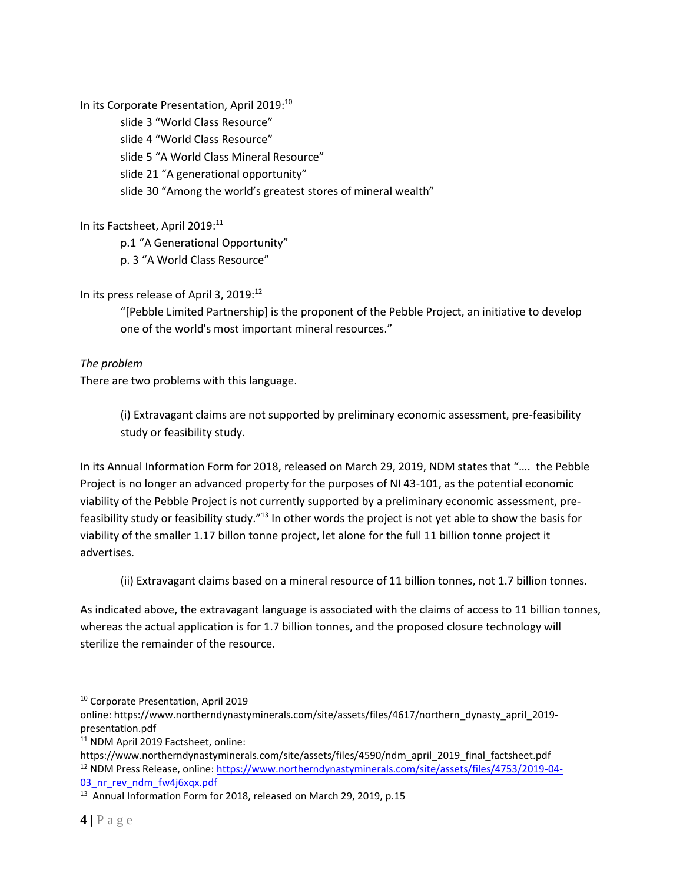In its Corporate Presentation, April 2019:[10]

slide 3 "World Class Resource"
slide 4 "World Class Resource"
slide 5 "A World Class Mineral Resource"
slide 21 "A generational opportunity"
slide 30 "Among the world's greatest stores of mineral wealth"

In its Factsheet, April 2019:[11]

p.1 "A Generational Opportunity"
p. 3 "A World Class Resource"

In its press release of April 3, 2019:[12]

"[Pebble Limited Partnership] is the proponent of the Pebble Project, an initiative to develop one of the world's most important mineral resources."

*The problem*

There are two problems with this language.

(i) Extravagant claims are not supported by preliminary economic assessment, pre-feasibility study or feasibility study.

In its Annual Information Form for 2018, released on March 29, 2019, NDM states that "…. the Pebble Project is no longer an advanced property for the purposes of NI 43-101, as the potential economic viability of the Pebble Project is not currently supported by a preliminary economic assessment, pre-feasibility study or feasibility study."[13] In other words the project is not yet able to show the basis for viability of the smaller 1.17 billon tonne project, let alone for the full 11 billion tonne project it advertises.

(ii) Extravagant claims based on a mineral resource of 11 billion tonnes, not 1.7 billion tonnes.

As indicated above, the extravagant language is associated with the claims of access to 11 billion tonnes, whereas the actual application is for 1.7 billion tonnes, and the proposed closure technology will sterilize the remainder of the resource.

---

[10] Corporate Presentation, April 2019 online: https://www.northerndynastyminerals.com/site/assets/files/4617/northern_dynasty_april_2019-presentation.pdf

[11] NDM April 2019 Factsheet, online: https://www.northerndynastyminerals.com/site/assets/files/4590/ndm_april_2019_final_factsheet.pdf

[12] NDM Press Release, online: https://www.northerndynastyminerals.com/site/assets/files/4753/2019-04-03_nr_rev_ndm_fw4j6xqx.pdf

[13] Annual Information Form for 2018, released on March 29, 2019, p.15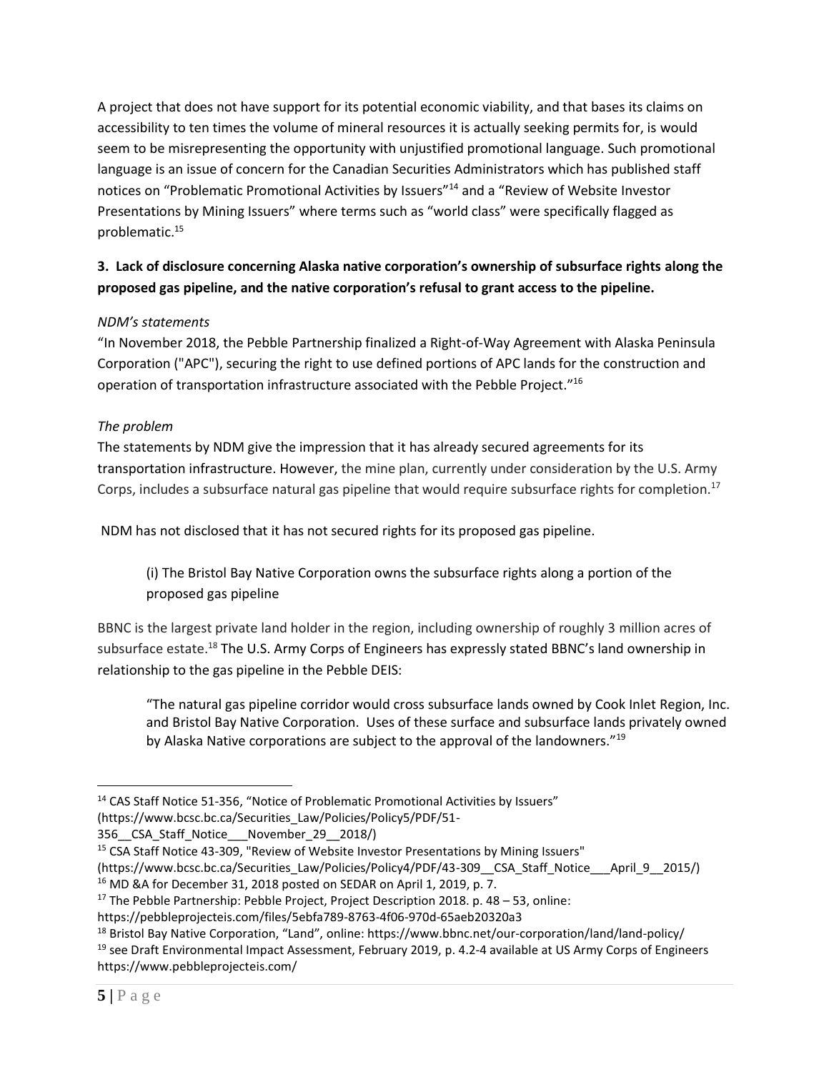A project that does not have support for its potential economic viability, and that bases its claims on accessibility to ten times the volume of mineral resources it is actually seeking permits for, is would seem to be misrepresenting the opportunity with unjustified promotional language. Such promotional language is an issue of concern for the Canadian Securities Administrators which has published staff notices on "Problematic Promotional Activities by Issuers"[14] and a "Review of Website Investor Presentations by Mining Issuers" where terms such as "world class" were specifically flagged as problematic.[15]

**3. Lack of disclosure concerning Alaska native corporation's ownership of subsurface rights along the proposed gas pipeline, and the native corporation's refusal to grant access to the pipeline.**

*NDM's statements*

"In November 2018, the Pebble Partnership finalized a Right-of-Way Agreement with Alaska Peninsula Corporation ("APC"), securing the right to use defined portions of APC lands for the construction and operation of transportation infrastructure associated with the Pebble Project."[16]

*The problem*

The statements by NDM give the impression that it has already secured agreements for its transportation infrastructure. However, the mine plan, currently under consideration by the U.S. Army Corps, includes a subsurface natural gas pipeline that would require subsurface rights for completion.[17]

NDM has not disclosed that it has not secured rights for its proposed gas pipeline.

> (i) The Bristol Bay Native Corporation owns the subsurface rights along a portion of the proposed gas pipeline

BBNC is the largest private land holder in the region, including ownership of roughly 3 million acres of subsurface estate.[18] The U.S. Army Corps of Engineers has expressly stated BBNC's land ownership in relationship to the gas pipeline in the Pebble DEIS:

> "The natural gas pipeline corridor would cross subsurface lands owned by Cook Inlet Region, Inc. and Bristol Bay Native Corporation. Uses of these surface and subsurface lands privately owned by Alaska Native corporations are subject to the approval of the landowners."[19]

---

[14] CAS Staff Notice 51-356, "Notice of Problematic Promotional Activities by Issuers" (https://www.bcsc.bc.ca/Securities_Law/Policies/Policy5/PDF/51-356__CSA_Staff_Notice___November_29__2018/)

[15] CSA Staff Notice 43-309, "Review of Website Investor Presentations by Mining Issuers" (https://www.bcsc.bc.ca/Securities_Law/Policies/Policy4/PDF/43-309__CSA_Staff_Notice___April_9__2015/)

[16] MD &A for December 31, 2018 posted on SEDAR on April 1, 2019, p. 7.

[17] The Pebble Partnership: Pebble Project, Project Description 2018. p. 48 – 53, online: https://pebbleprojecteis.com/files/5ebfa789-8763-4f06-970d-65aeb20320a3

[18] Bristol Bay Native Corporation, "Land", online: https://www.bbnc.net/our-corporation/land/land-policy/

[19] see Draft Environmental Impact Assessment, February 2019, p. 4.2-4 available at US Army Corps of Engineers https://www.pebbleprojecteis.com/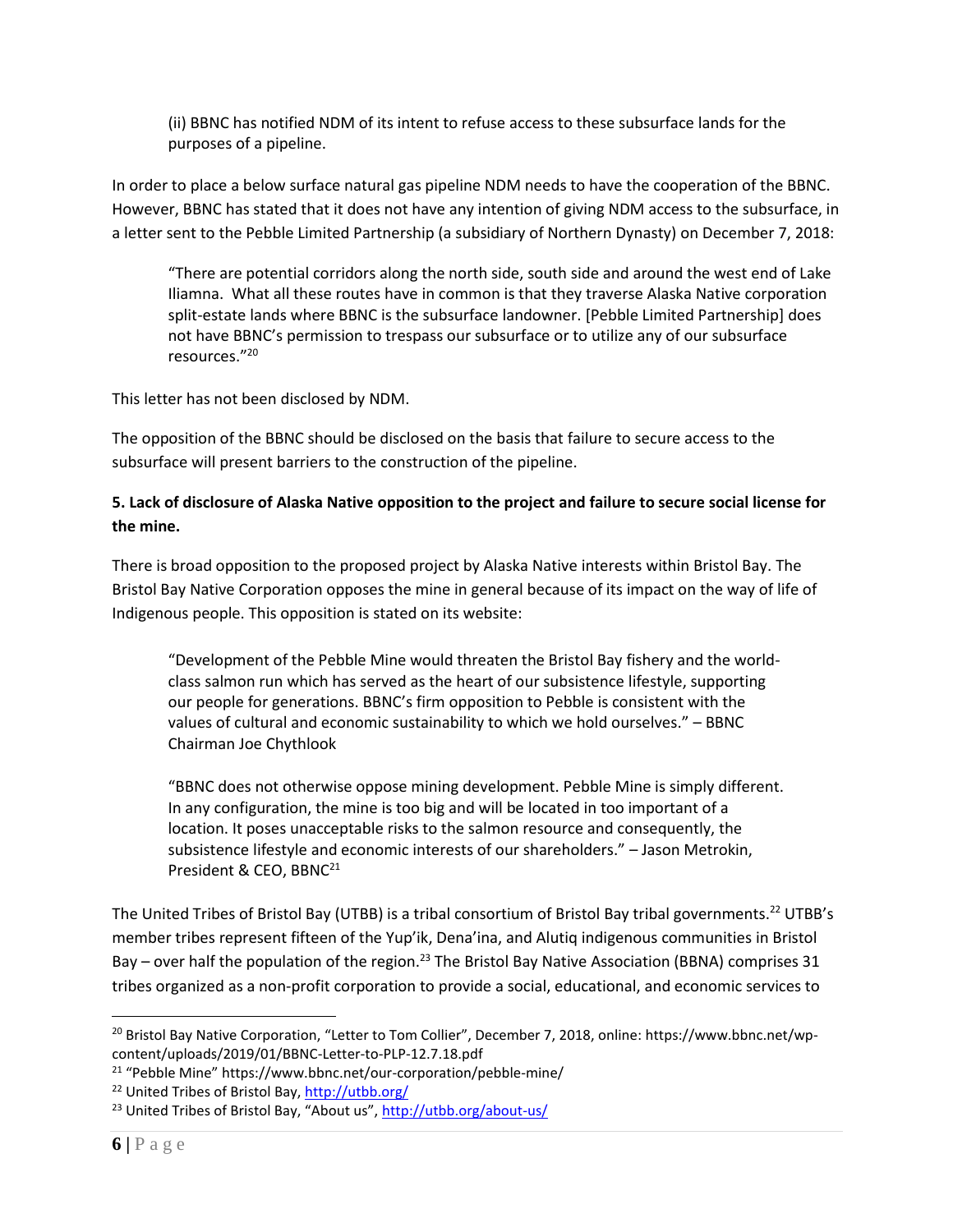(ii) BBNC has notified NDM of its intent to refuse access to these subsurface lands for the purposes of a pipeline.

In order to place a below surface natural gas pipeline NDM needs to have the cooperation of the BBNC. However, BBNC has stated that it does not have any intention of giving NDM access to the subsurface, in a letter sent to the Pebble Limited Partnership (a subsidiary of Northern Dynasty) on December 7, 2018:

> "There are potential corridors along the north side, south side and around the west end of Lake Iliamna. What all these routes have in common is that they traverse Alaska Native corporation split-estate lands where BBNC is the subsurface landowner. [Pebble Limited Partnership] does not have BBNC's permission to trespass our subsurface or to utilize any of our subsurface resources."[20]

This letter has not been disclosed by NDM.

The opposition of the BBNC should be disclosed on the basis that failure to secure access to the subsurface will present barriers to the construction of the pipeline.

**5. Lack of disclosure of Alaska Native opposition to the project and failure to secure social license for the mine.**

There is broad opposition to the proposed project by Alaska Native interests within Bristol Bay. The Bristol Bay Native Corporation opposes the mine in general because of its impact on the way of life of Indigenous people. This opposition is stated on its website:

> "Development of the Pebble Mine would threaten the Bristol Bay fishery and the world-class salmon run which has served as the heart of our subsistence lifestyle, supporting our people for generations. BBNC's firm opposition to Pebble is consistent with the values of cultural and economic sustainability to which we hold ourselves." – BBNC Chairman Joe Chythlook
>
> "BBNC does not otherwise oppose mining development. Pebble Mine is simply different. In any configuration, the mine is too big and will be located in too important of a location. It poses unacceptable risks to the salmon resource and consequently, the subsistence lifestyle and economic interests of our shareholders." – Jason Metrokin, President & CEO, BBNC[21]

The United Tribes of Bristol Bay (UTBB) is a tribal consortium of Bristol Bay tribal governments.[22] UTBB's member tribes represent fifteen of the Yup'ik, Dena'ina, and Alutiq indigenous communities in Bristol Bay – over half the population of the region.[23] The Bristol Bay Native Association (BBNA) comprises 31 tribes organized as a non-profit corporation to provide a social, educational, and economic services to

---

[20] Bristol Bay Native Corporation, "Letter to Tom Collier", December 7, 2018, online: https://www.bbnc.net/wp-content/uploads/2019/01/BBNC-Letter-to-PLP-12.7.18.pdf

[21] "Pebble Mine" https://www.bbnc.net/our-corporation/pebble-mine/

[22] United Tribes of Bristol Bay, http://utbb.org/

[23] United Tribes of Bristol Bay, "About us", http://utbb.org/about-us/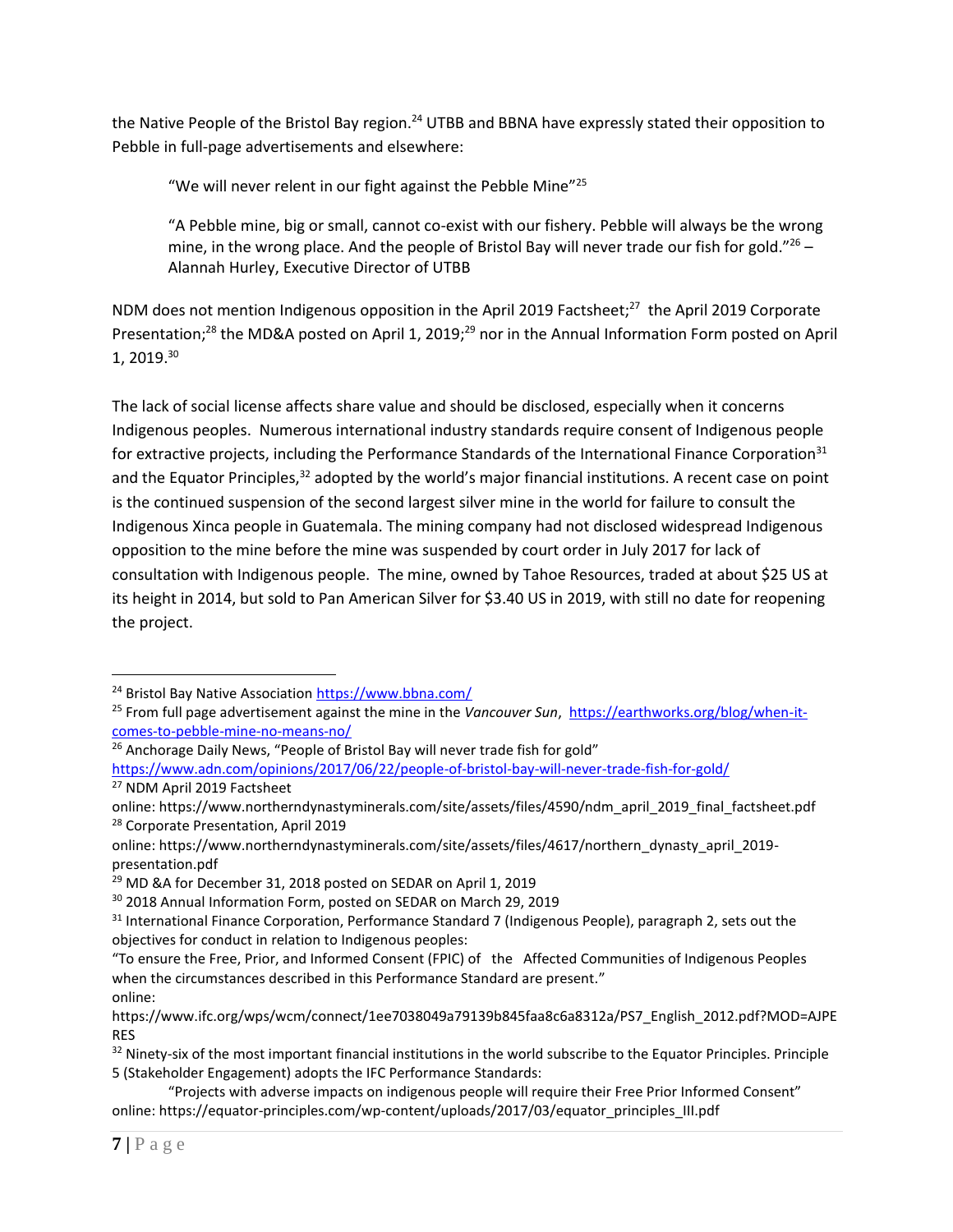the Native People of the Bristol Bay region.[24] UTBB and BBNA have expressly stated their opposition to Pebble in full-page advertisements and elsewhere:

> "We will never relent in our fight against the Pebble Mine"[25]
>
> "A Pebble mine, big or small, cannot co-exist with our fishery. Pebble will always be the wrong mine, in the wrong place. And the people of Bristol Bay will never trade our fish for gold."[26] – Alannah Hurley, Executive Director of UTBB

NDM does not mention Indigenous opposition in the April 2019 Factsheet;[27] the April 2019 Corporate Presentation;[28] the MD&A posted on April 1, 2019;[29] nor in the Annual Information Form posted on April 1, 2019.[30]

The lack of social license affects share value and should be disclosed, especially when it concerns Indigenous peoples. Numerous international industry standards require consent of Indigenous people for extractive projects, including the Performance Standards of the International Finance Corporation[31] and the Equator Principles,[32] adopted by the world's major financial institutions. A recent case on point is the continued suspension of the second largest silver mine in the world for failure to consult the Indigenous Xinca people in Guatemala. The mining company had not disclosed widespread Indigenous opposition to the mine before the mine was suspended by court order in July 2017 for lack of consultation with Indigenous people. The mine, owned by Tahoe Resources, traded at about $25 US at its height in 2014, but sold to Pan American Silver for $3.40 US in 2019, with still no date for reopening the project.

---

[24] Bristol Bay Native Association https://www.bbna.com/

[25] From full page advertisement against the mine in the *Vancouver Sun*, https://earthworks.org/blog/when-it-comes-to-pebble-mine-no-means-no/

[26] Anchorage Daily News, "People of Bristol Bay will never trade fish for gold" https://www.adn.com/opinions/2017/06/22/people-of-bristol-bay-will-never-trade-fish-for-gold/

[27] NDM April 2019 Factsheet online: https://www.northerndynastyminerals.com/site/assets/files/4590/ndm_april_2019_final_factsheet.pdf

[28] Corporate Presentation, April 2019 online: https://www.northerndynastyminerals.com/site/assets/files/4617/northern_dynasty_april_2019-presentation.pdf

[29] MD &A for December 31, 2018 posted on SEDAR on April 1, 2019

[30] 2018 Annual Information Form, posted on SEDAR on March 29, 2019

[31] International Finance Corporation, Performance Standard 7 (Indigenous People), paragraph 2, sets out the objectives for conduct in relation to Indigenous peoples:
"To ensure the Free, Prior, and Informed Consent (FPIC) of the Affected Communities of Indigenous Peoples when the circumstances described in this Performance Standard are present."
online: https://www.ifc.org/wps/wcm/connect/1ee7038049a79139b845faa8c6a8312a/PS7_English_2012.pdf?MOD=AJPERES

[32] Ninety-six of the most important financial institutions in the world subscribe to the Equator Principles. Principle 5 (Stakeholder Engagement) adopts the IFC Performance Standards:
"Projects with adverse impacts on indigenous people will require their Free Prior Informed Consent"
online: https://equator-principles.com/wp-content/uploads/2017/03/equator_principles_III.pdf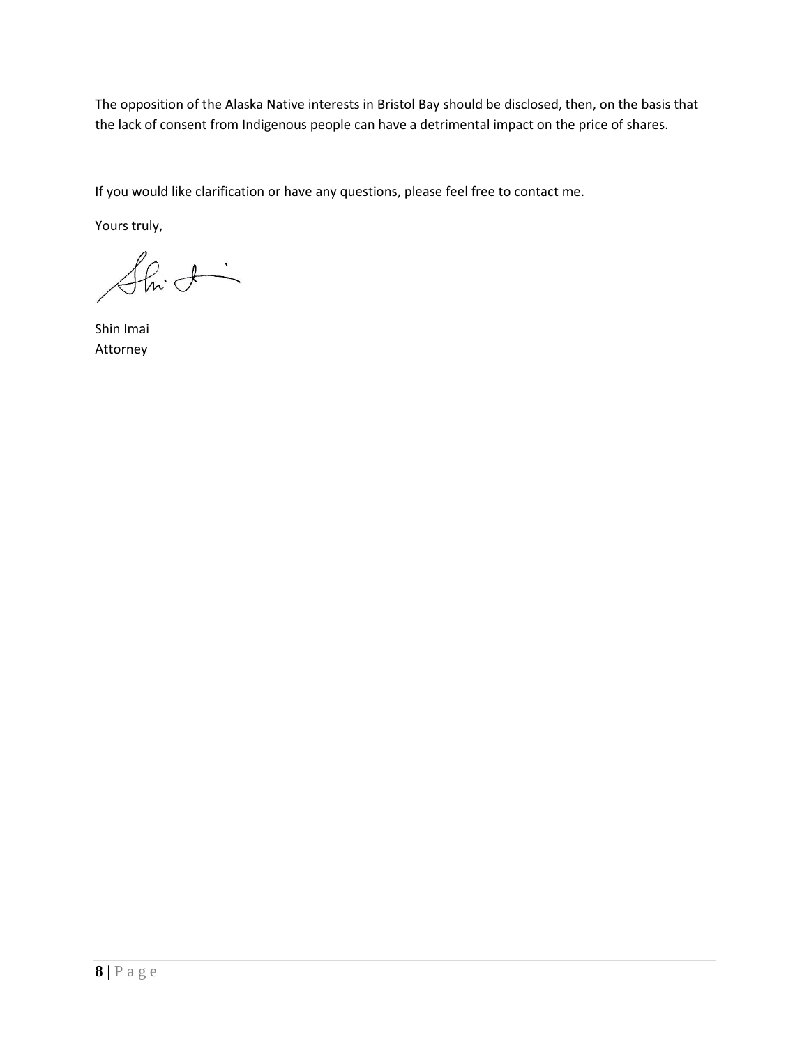The opposition of the Alaska Native interests in Bristol Bay should be disclosed, then, on the basis that the lack of consent from Indigenous people can have a detrimental impact on the price of shares.

If you would like clarification or have any questions, please feel free to contact me.

Yours truly,

Shin Imai
Attorney